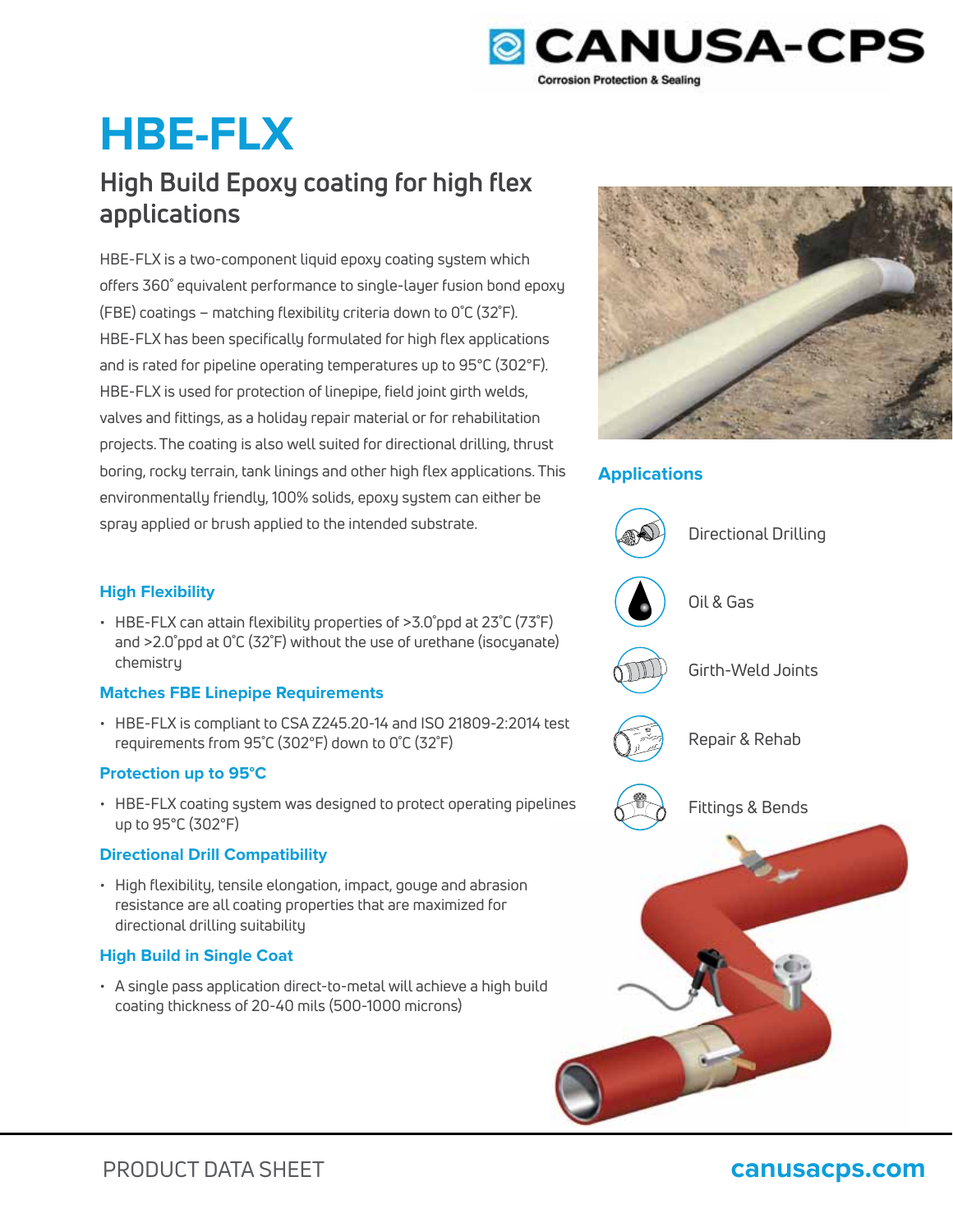CANUSA-CPS

Corrosion Protection & Sealing

# HBE-FLX

## High Build Epoxy coating for high flex applications

HBE-FLX is a two-component liquid epoxy coating system which offers 360˚ equivalent performance to single-layer fusion bond epoxy (FBE) coatings – matching flexibility criteria down to 0˚C (32˚F). HBE-FLX has been specifically formulated for high flex applications and is rated for pipeline operating temperatures up to 95°C (302°F). HBE-FLX is used for protection of linepipe, field joint girth welds, valves and fittings, as a holiday repair material or for rehabilitation projects. The coating is also well suited for directional drilling, thrust boring, rocky terrain, tank linings and other high flex applications. This environmentally friendly, 100% solids, epoxy system can either be spray applied or brush applied to the intended substrate.

### High Flexibility

- HBE-FLX can attain flexibility properties of >3.0˚ppd at 23˚C (73˚F) and >2.0˚ppd at 0˚C (32˚F) without the use of urethane (isocyanate) chemistry

### Matches FBE Linepipe Requirements

- HBE-FLX is compliant to CSA Z245.20-14 and ISO 21809-2:2014 test requirements from 95˚C (302°F) down to 0˚C (32˚F)

### Protection up to 95°C

- HBE-FLX coating system was designed to protect operating pipelines up to 95°C (302°F)

### Directional Drill Compatibility

- High flexibility, tensile elongation, impact, gouge and abrasion resistance are all coating properties that are maximized for directional drilling suitability

### High Build in Single Coat

- A single pass application direct-to-metal will achieve a high build coating thickness of 20-40 mils (500-1000 microns)

### Applications

- Directional Drilling
- Oil & Gas
- Girth-Weld Joints
- Repair & Rehab
- Fittings & Bends

PRODUCT DATA SHEET

canusacps.com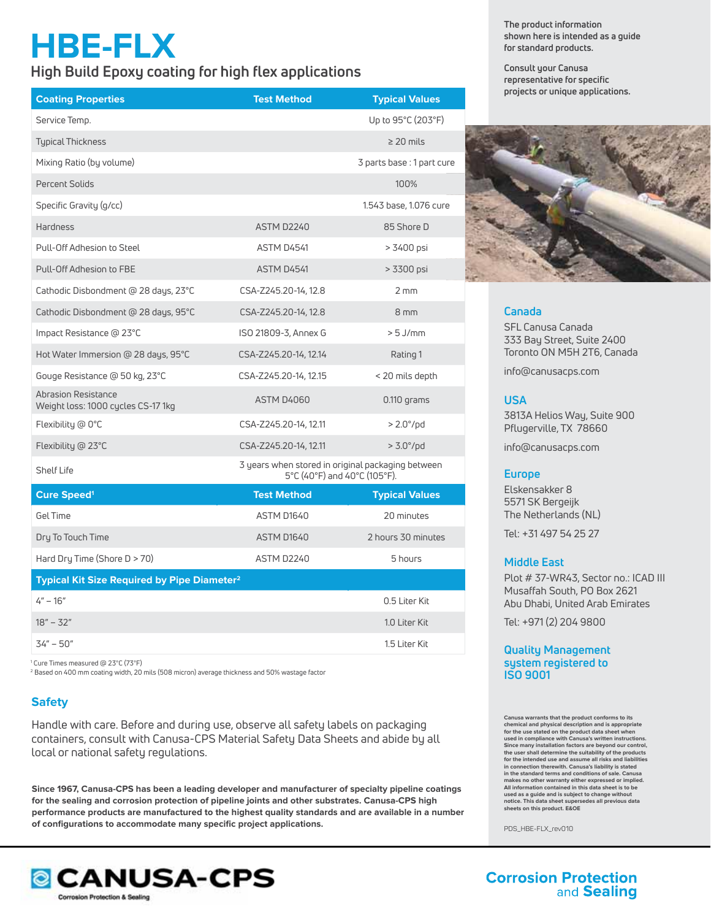# HBE-FLX

## High Build Epoxy coating for high flex applications

| Coating Properties | Test Method | Typical Values |
|---|---|---|
| Service Temp. | | Up to 95°C (203°F) |
| Typical Thickness | | ≥ 20 mils |
| Mixing Ratio (by volume) | | 3 parts base : 1 part cure |
| Percent Solids | | 100% |
| Specific Gravity (g/cc) | | 1.543 base, 1.076 cure |
| Hardness | ASTM D2240 | 85 Shore D |
| Pull-Off Adhesion to Steel | ASTM D4541 | > 3400 psi |
| Pull-Off Adhesion to FBE | ASTM D4541 | > 3300 psi |
| Cathodic Disbondment @ 28 days, 23°C | CSA-Z245.20-14, 12.8 | 2 mm |
| Cathodic Disbondment @ 28 days, 95°C | CSA-Z245.20-14, 12.8 | 8 mm |
| Impact Resistance @ 23°C | ISO 21809-3, Annex G | > 5 J/mm |
| Hot Water Immersion @ 28 days, 95°C | CSA-Z245.20-14, 12.14 | Rating 1 |
| Gouge Resistance @ 50 kg, 23°C | CSA-Z245.20-14, 12.15 | < 20 mils depth |
| Abrasion Resistance Weight loss: 1000 cycles CS-17 1kg | ASTM D4060 | 0.110 grams |
| Flexibility @ 0°C | CSA-Z245.20-14, 12.11 | > 2.0°/pd |
| Flexibility @ 23°C | CSA-Z245.20-14, 12.11 | > 3.0°/pd |
| Shelf Life | 3 years when stored in original packaging between 5°C (40°F) and 40°C (105°F). | |
| **Cure Speed[1]** | **Test Method** | **Typical Values** |
| Gel Time | ASTM D1640 | 20 minutes |
| Dry To Touch Time | ASTM D1640 | 2 hours 30 minutes |
| Hard Dry Time (Shore D > 70) | ASTM D2240 | 5 hours |
| **Typical Kit Size Required by Pipe Diameter[2]** | | |
| 4" – 16" | | 0.5 Liter Kit |
| 18" – 32" | | 1.0 Liter Kit |
| 34" – 50" | | 1.5 Liter Kit |

[1] Cure Times measured @ 23°C (73°F)
[2] Based on 400 mm coating width, 20 mils (508 micron) average thickness and 50% wastage factor

## Safety

Handle with care. Before and during use, observe all safety labels on packaging containers, consult with Canusa-CPS Material Safety Data Sheets and abide by all local or national safety regulations.

**Since 1967, Canusa-CPS has been a leading developer and manufacturer of specialty pipeline coatings for the sealing and corrosion protection of pipeline joints and other substrates. Canusa-CPS high performance products are manufactured to the highest quality standards and are available in a number of configurations to accommodate many specific project applications.**

**The product information shown here is intended as a guide for standard products.**

**Consult your Canusa representative for specific projects or unique applications.**

### Canada

SFL Canusa Canada
333 Bay Street, Suite 2400
Toronto ON M5H 2T6, Canada

info@canusacps.com

### USA

3813A Helios Way, Suite 900
Pflugerville, TX 78660

info@canusacps.com

### Europe

Elskensakker 8
5571 SK Bergeijk
The Netherlands (NL)

Tel: +31 497 54 25 27

### Middle East

Plot # 37-WR43, Sector no.: ICAD III
Musaffah South, PO Box 2621
Abu Dhabi, United Arab Emirates

Tel: +971 (2) 204 9800

### Quality Management system registered to ISO 9001

**Canusa warrants that the product conforms to its chemical and physical description and is appropriate for the use stated on the product data sheet when used in compliance with Canusa's written instructions. Since many installation factors are beyond our control, the user shall determine the suitability of the products for the intended use and assume all risks and liabilities in connection therewith. Canusa's liability is stated in the standard terms and conditions of sale. Canusa makes no other warranty either expressed or implied. All information contained in this data sheet is to be used as a guide and is subject to change without notice. This data sheet supersedes all previous data sheets on this product. E&OE**

PDS_HBE-FLX_rev010

CANUSA-CPS
Corrosion Protection & Sealing

**Corrosion Protection and Sealing**